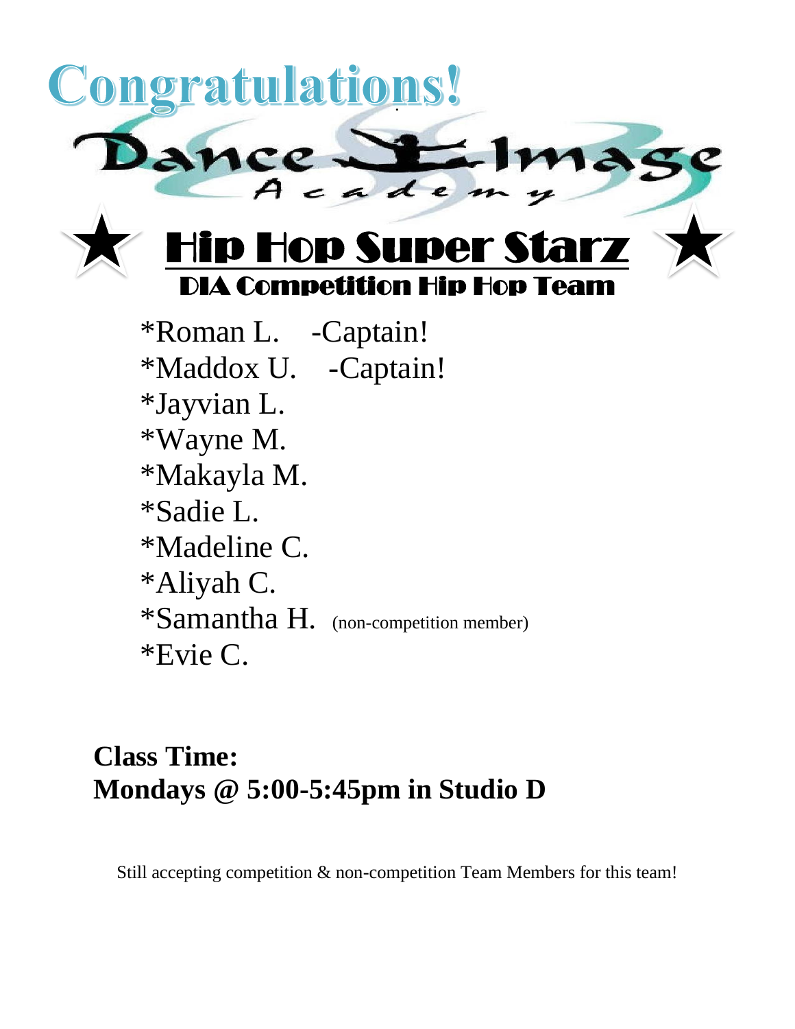# Congratulations!

Dance Image Academy

## ★ Hip Hop Super Starz ★

### DIA Competition Hip Hop Team

*Roman L. -Captain!
*Maddox U. -Captain!
*Jayvian L.
*Wayne M.
*Makayla M.
*Sadie L.
*Madeline C.
*Aliyah C.
*Samantha H. (non-competition member)
*Evie C.

**Class Time:**
**Mondays @ 5:00-5:45pm in Studio D**

Still accepting competition & non-competition Team Members for this team!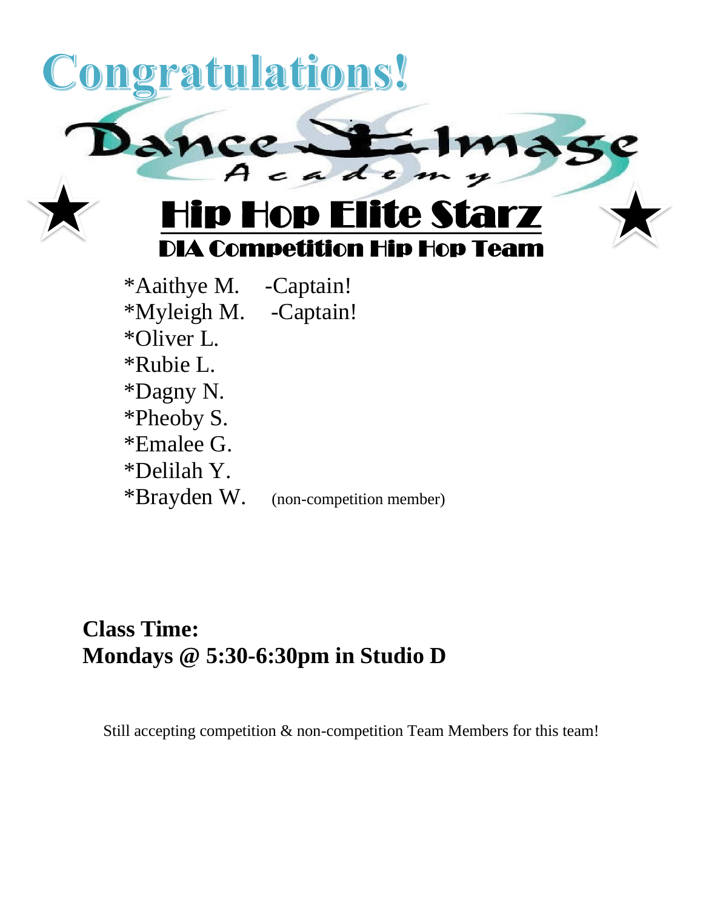# Congratulations!

Dance Image Academy

## Hip Hop Elite Starz

### DIA Competition Hip Hop Team

*Aaithye M. -Captain!
*Myleigh M. -Captain!
*Oliver L.
*Rubie L.
*Dagny N.
*Pheoby S.
*Emalee G.
*Delilah Y.
*Brayden W. (non-competition member)

**Class Time:**
**Mondays @ 5:30-6:30pm in Studio D**

Still accepting competition & non-competition Team Members for this team!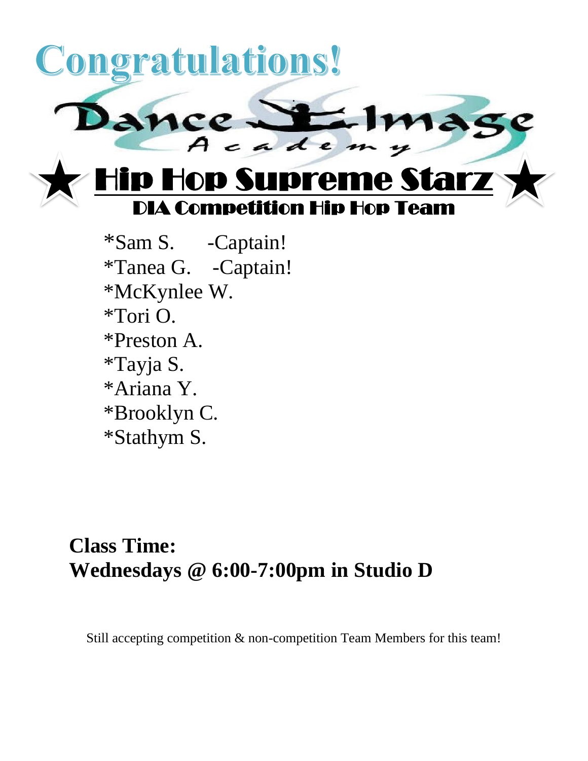# Congratulations!

Dance Image Academy

## ★ Hip Hop Supreme Starz ★

### DIA Competition Hip Hop Team

*Sam S. -Captain!
*Tanea G. -Captain!
*McKynlee W.
*Tori O.
*Preston A.
*Tayja S.
*Ariana Y.
*Brooklyn C.
*Stathym S.

**Class Time:**
**Wednesdays @ 6:00-7:00pm in Studio D**

Still accepting competition & non-competition Team Members for this team!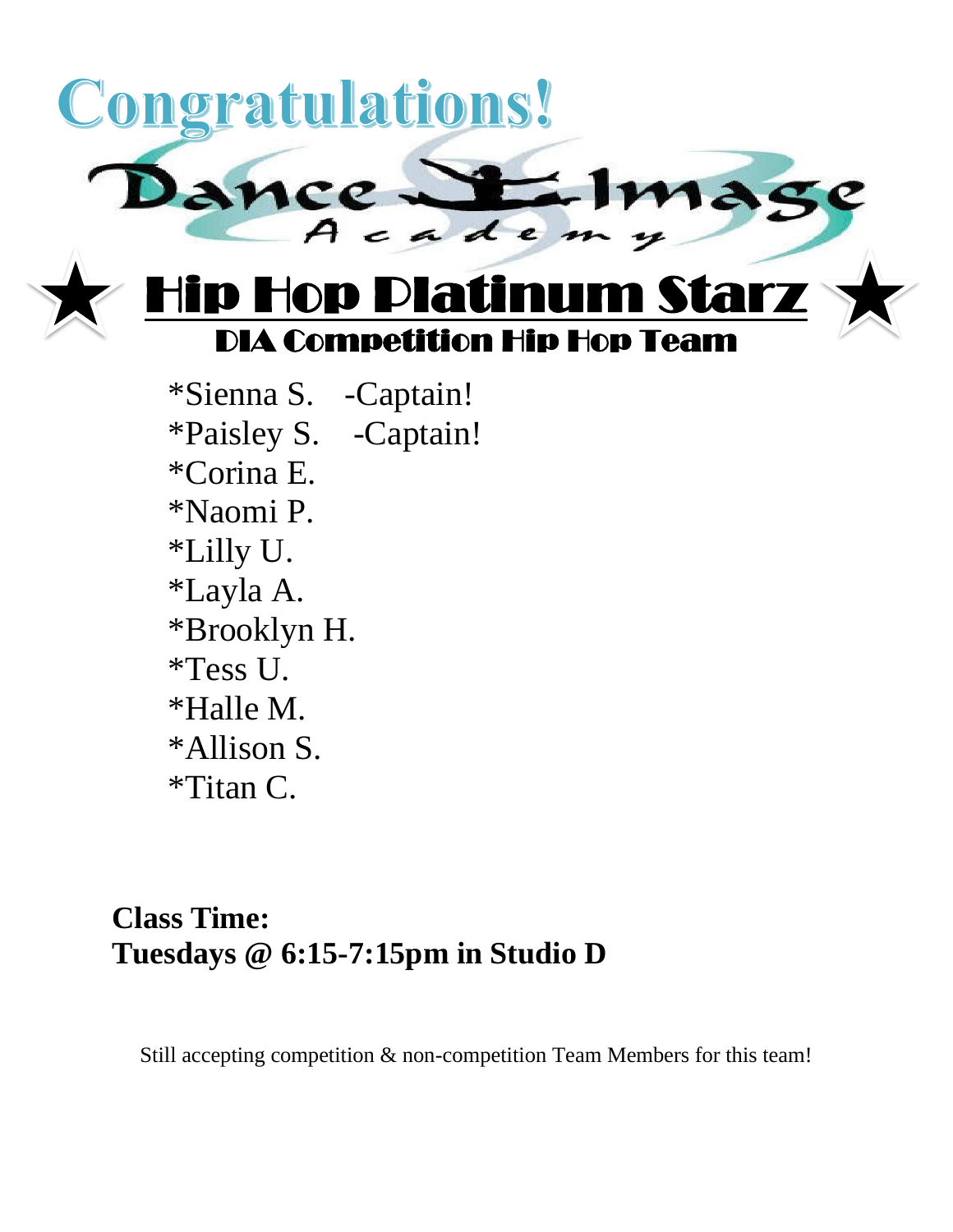# Congratulations!

Dance Image Academy

## ★ Hip Hop Platinum Starz ★

### DIA Competition Hip Hop Team

*Sienna S. -Captain!
*Paisley S. -Captain!
*Corina E.
*Naomi P.
*Lilly U.
*Layla A.
*Brooklyn H.
*Tess U.
*Halle M.
*Allison S.
*Titan C.

**Class Time:**
**Tuesdays @ 6:15-7:15pm in Studio D**

Still accepting competition & non-competition Team Members for this team!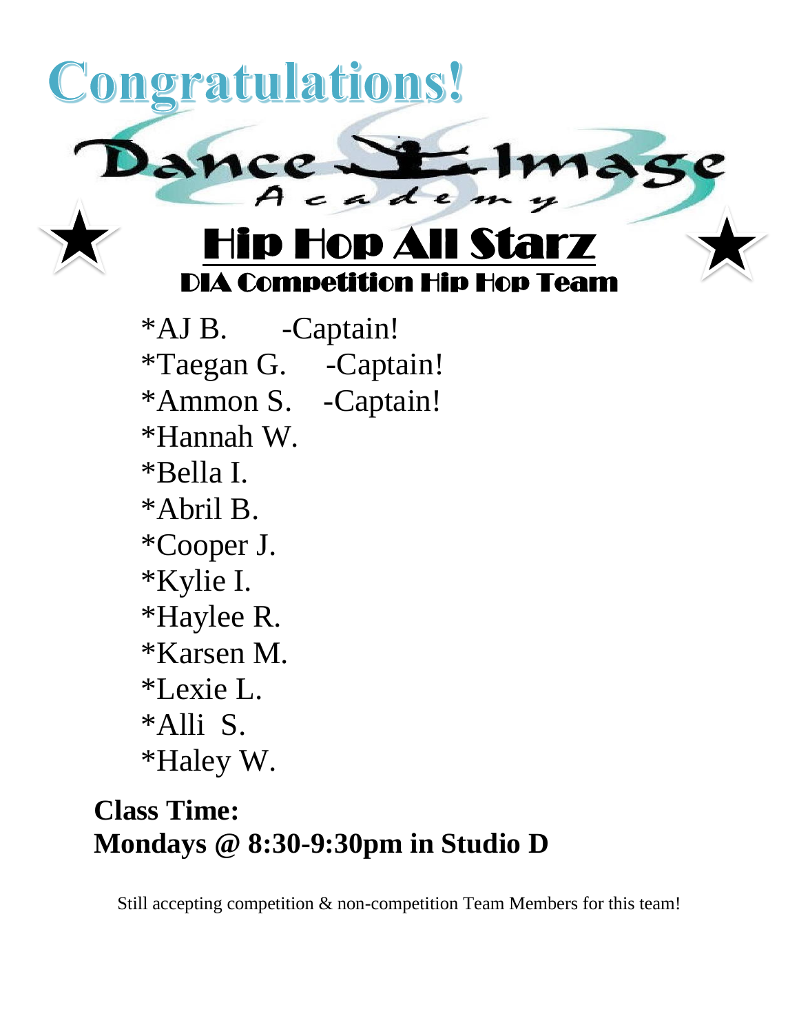# Congratulations!

Dance Image Academy

## Hip Hop All Starz

### DIA Competition Hip Hop Team

- *AJ B. -Captain!
- *Taegan G. -Captain!
- *Ammon S. -Captain!
- *Hannah W.
- *Bella I.
- *Abril B.
- *Cooper J.
- *Kylie I.
- *Haylee R.
- *Karsen M.
- *Lexie L.
- *Alli S.
- *Haley W.

**Class Time:**
**Mondays @ 8:30-9:30pm in Studio D**

Still accepting competition & non-competition Team Members for this team!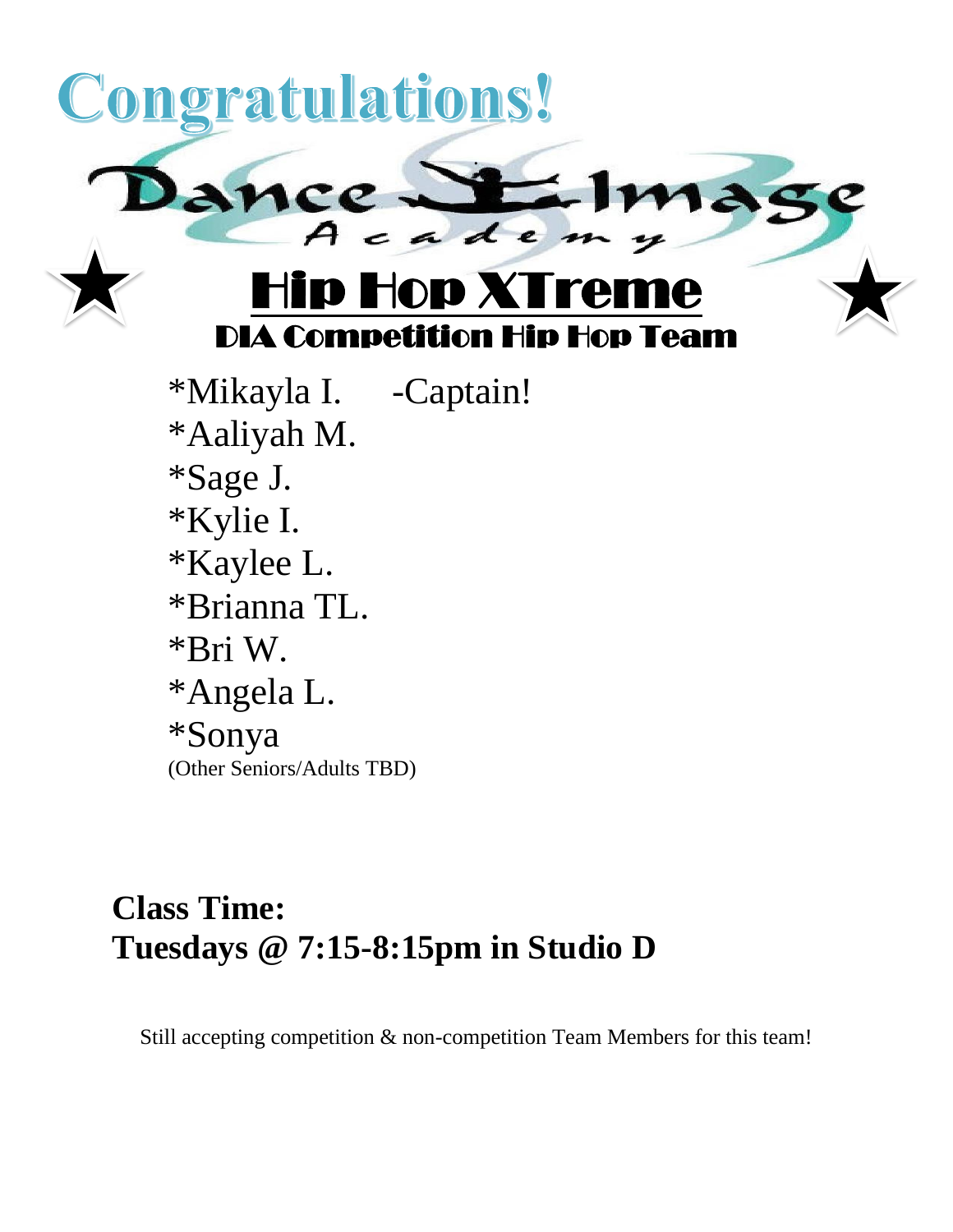# Congratulations!

Dance Image Academy

## Hip Hop XTreme

### DIA Competition Hip Hop Team

*Mikayla I. -Captain!
*Aaliyah M.
*Sage J.
*Kylie I.
*Kaylee L.
*Brianna TL.
*Bri W.
*Angela L.
*Sonya
(Other Seniors/Adults TBD)

**Class Time:**
**Tuesdays @ 7:15-8:15pm in Studio D**

Still accepting competition & non-competition Team Members for this team!